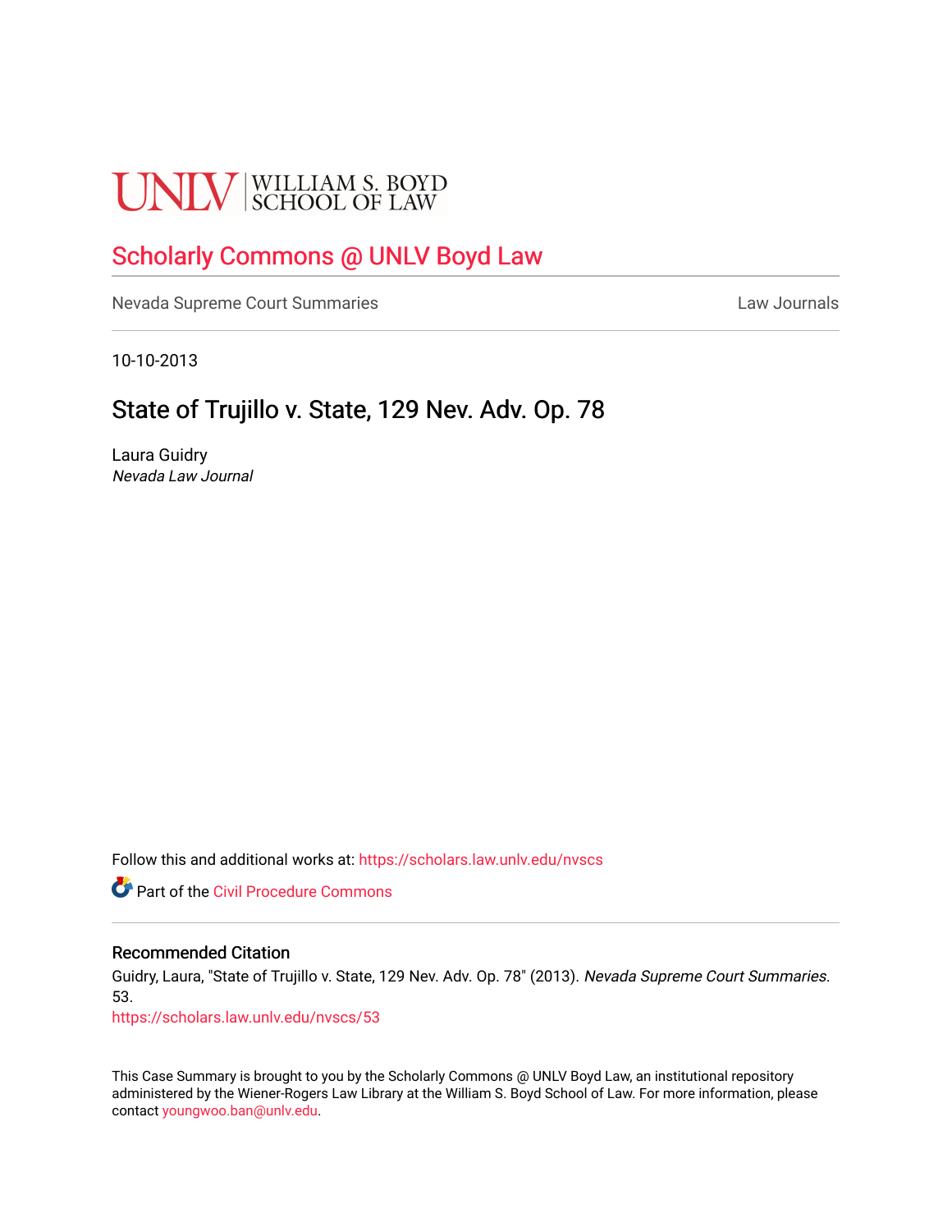UNLV | WILLIAM S. BOYD SCHOOL OF LAW

# Scholarly Commons @ UNLV Boyd Law

Nevada Supreme Court Summaries — Law Journals

10-10-2013

## State of Trujillo v. State, 129 Nev. Adv. Op. 78

Laura Guidry
*Nevada Law Journal*

Follow this and additional works at: https://scholars.law.unlv.edu/nvscs

Part of the Civil Procedure Commons

### Recommended Citation

Guidry, Laura, "State of Trujillo v. State, 129 Nev. Adv. Op. 78" (2013). *Nevada Supreme Court Summaries*. 53.
https://scholars.law.unlv.edu/nvscs/53

This Case Summary is brought to you by the Scholarly Commons @ UNLV Boyd Law, an institutional repository administered by the Wiener-Rogers Law Library at the William S. Boyd School of Law. For more information, please contact youngwoo.ban@unlv.edu.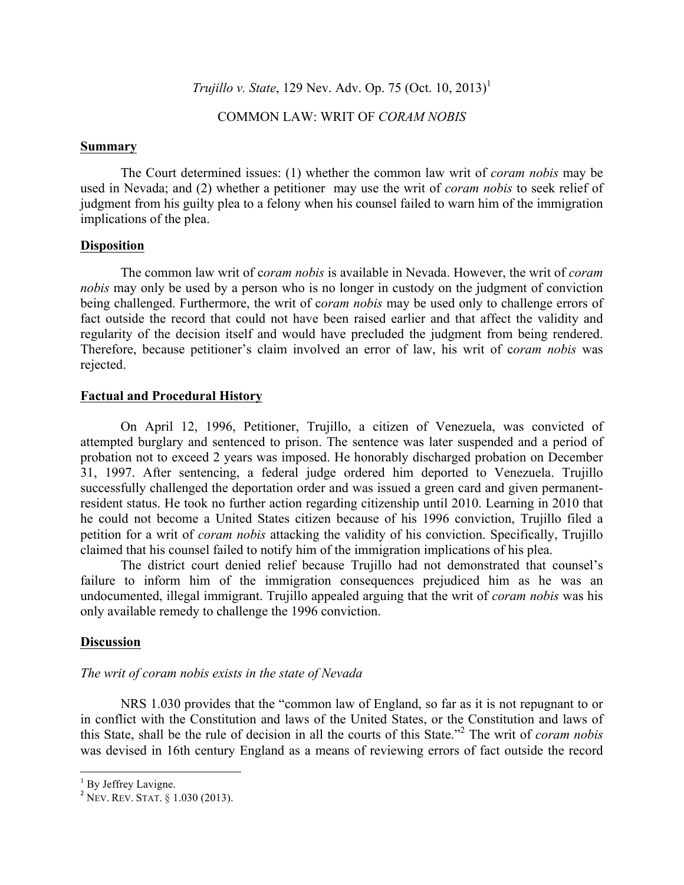*Trujillo v. State*, 129 Nev. Adv. Op. 75 (Oct. 10, 2013)[1]

COMMON LAW: WRIT OF *CORAM NOBIS*

**Summary**

The Court determined issues: (1) whether the common law writ of *coram nobis* may be used in Nevada; and (2) whether a petitioner may use the writ of *coram nobis* to seek relief of judgment from his guilty plea to a felony when his counsel failed to warn him of the immigration implications of the plea.

**Disposition**

The common law writ of c*oram nobis* is available in Nevada. However, the writ of *coram nobis* may only be used by a person who is no longer in custody on the judgment of conviction being challenged. Furthermore, the writ of c*oram nobis* may be used only to challenge errors of fact outside the record that could not have been raised earlier and that affect the validity and regularity of the decision itself and would have precluded the judgment from being rendered. Therefore, because petitioner's claim involved an error of law, his writ of c*oram nobis* was rejected.

**Factual and Procedural History**

On April 12, 1996, Petitioner, Trujillo, a citizen of Venezuela, was convicted of attempted burglary and sentenced to prison. The sentence was later suspended and a period of probation not to exceed 2 years was imposed. He honorably discharged probation on December 31, 1997. After sentencing, a federal judge ordered him deported to Venezuela. Trujillo successfully challenged the deportation order and was issued a green card and given permanent-resident status. He took no further action regarding citizenship until 2010. Learning in 2010 that he could not become a United States citizen because of his 1996 conviction, Trujillo filed a petition for a writ of *coram nobis* attacking the validity of his conviction. Specifically, Trujillo claimed that his counsel failed to notify him of the immigration implications of his plea.

The district court denied relief because Trujillo had not demonstrated that counsel's failure to inform him of the immigration consequences prejudiced him as he was an undocumented, illegal immigrant. Trujillo appealed arguing that the writ of *coram nobis* was his only available remedy to challenge the 1996 conviction.

**Discussion**

*The writ of coram nobis exists in the state of Nevada*

NRS 1.030 provides that the "common law of England, so far as it is not repugnant to or in conflict with the Constitution and laws of the United States, or the Constitution and laws of this State, shall be the rule of decision in all the courts of this State."[2] The writ of *coram nobis* was devised in 16th century England as a means of reviewing errors of fact outside the record

---

[1] By Jeffrey Lavigne.

[2] NEV. REV. STAT. § 1.030 (2013).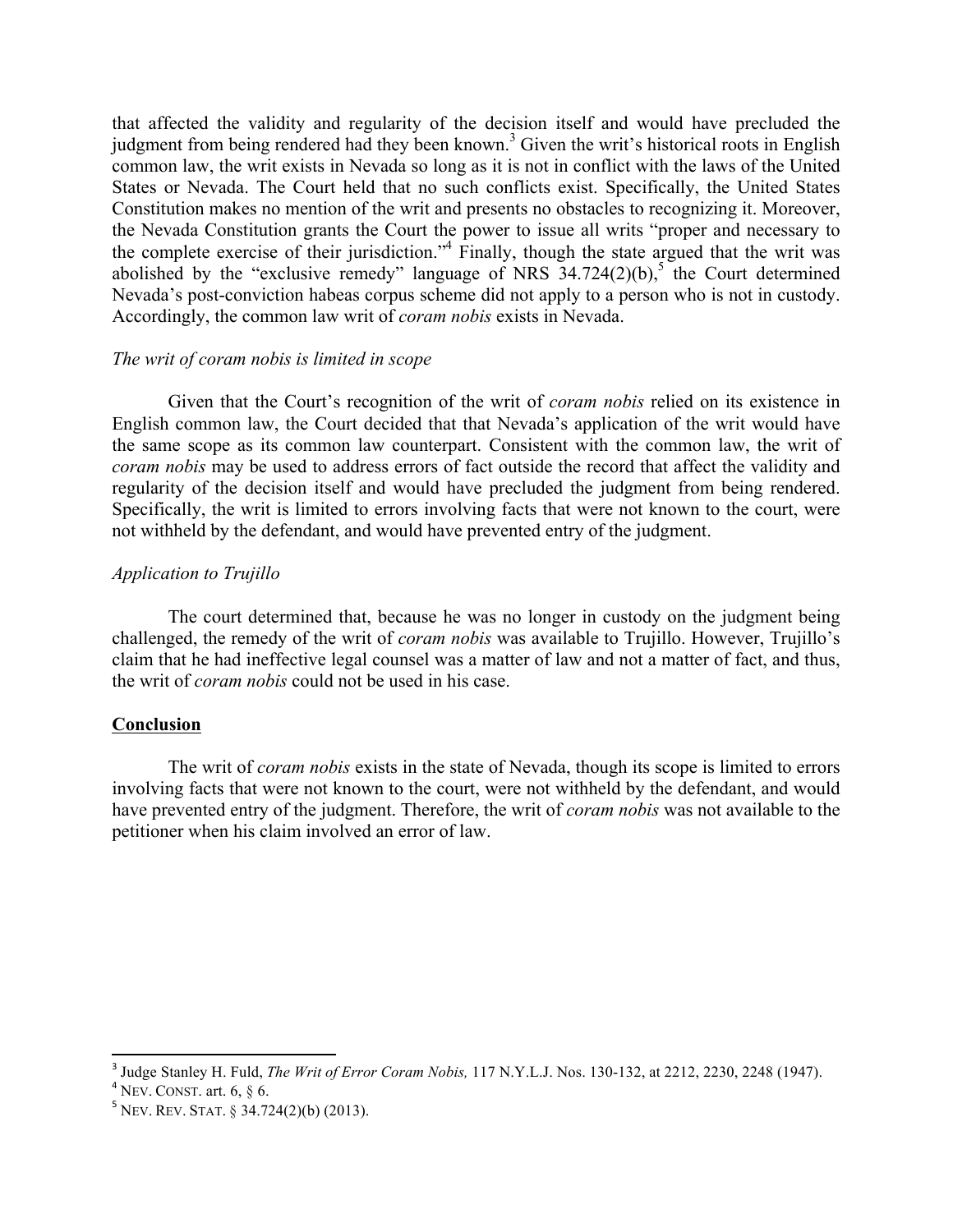that affected the validity and regularity of the decision itself and would have precluded the judgment from being rendered had they been known.[3] Given the writ's historical roots in English common law, the writ exists in Nevada so long as it is not in conflict with the laws of the United States or Nevada. The Court held that no such conflicts exist. Specifically, the United States Constitution makes no mention of the writ and presents no obstacles to recognizing it. Moreover, the Nevada Constitution grants the Court the power to issue all writs "proper and necessary to the complete exercise of their jurisdiction."[4] Finally, though the state argued that the writ was abolished by the "exclusive remedy" language of NRS 34.724(2)(b),[5] the Court determined Nevada's post-conviction habeas corpus scheme did not apply to a person who is not in custody. Accordingly, the common law writ of *coram nobis* exists in Nevada.

*The writ of coram nobis is limited in scope*

Given that the Court's recognition of the writ of *coram nobis* relied on its existence in English common law, the Court decided that that Nevada's application of the writ would have the same scope as its common law counterpart. Consistent with the common law, the writ of *coram nobis* may be used to address errors of fact outside the record that affect the validity and regularity of the decision itself and would have precluded the judgment from being rendered. Specifically, the writ is limited to errors involving facts that were not known to the court, were not withheld by the defendant, and would have prevented entry of the judgment.

*Application to Trujillo*

The court determined that, because he was no longer in custody on the judgment being challenged, the remedy of the writ of *coram nobis* was available to Trujillo. However, Trujillo's claim that he had ineffective legal counsel was a matter of law and not a matter of fact, and thus, the writ of *coram nobis* could not be used in his case.

**Conclusion**

The writ of *coram nobis* exists in the state of Nevada, though its scope is limited to errors involving facts that were not known to the court, were not withheld by the defendant, and would have prevented entry of the judgment. Therefore, the writ of *coram nobis* was not available to the petitioner when his claim involved an error of law.

---

[3] Judge Stanley H. Fuld, *The Writ of Error Coram Nobis,* 117 N.Y.L.J. Nos. 130-132, at 2212, 2230, 2248 (1947).

[4] NEV. CONST. art. 6, § 6.

[5] NEV. REV. STAT. § 34.724(2)(b) (2013).